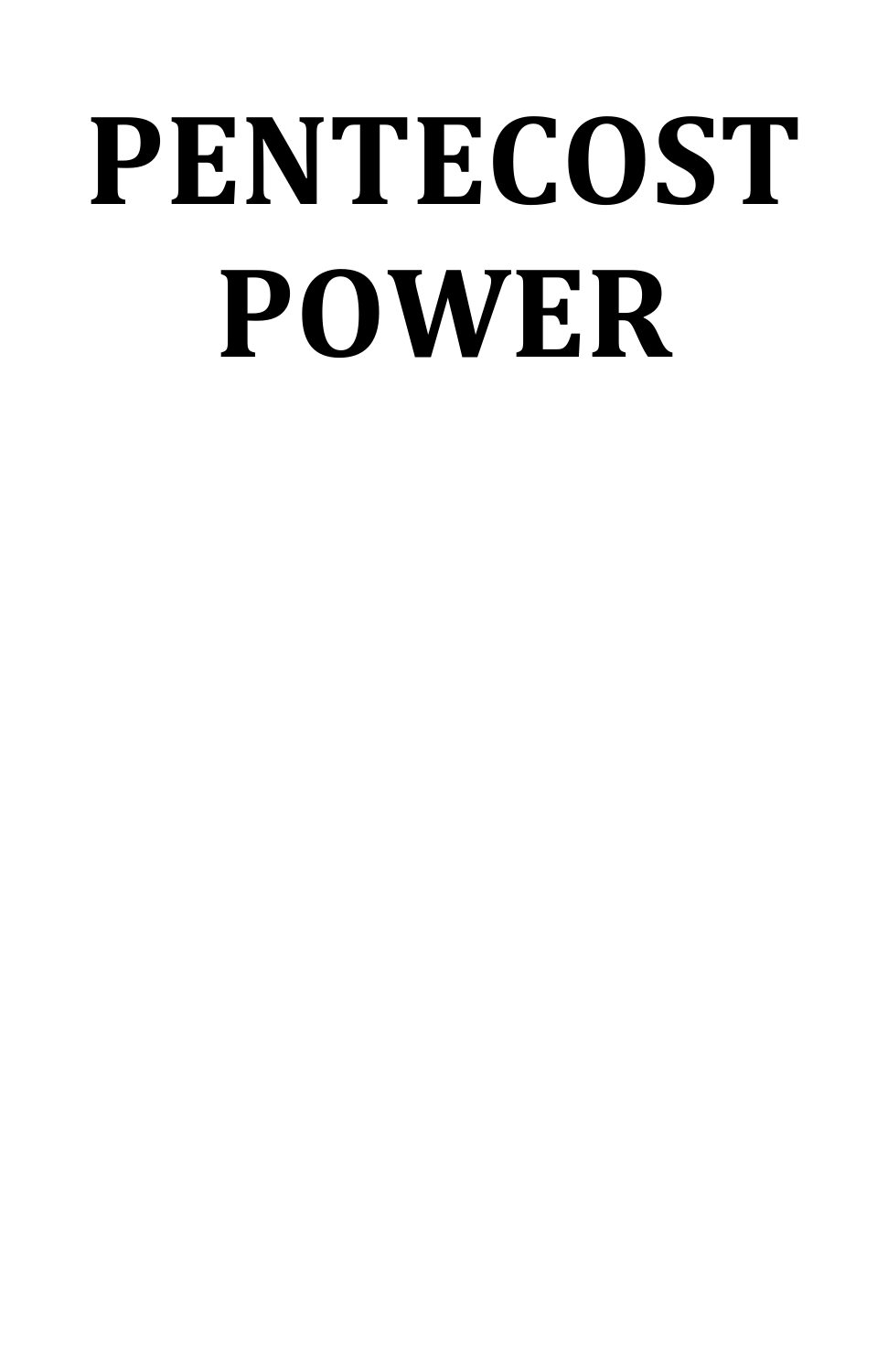# PENTECOST POWER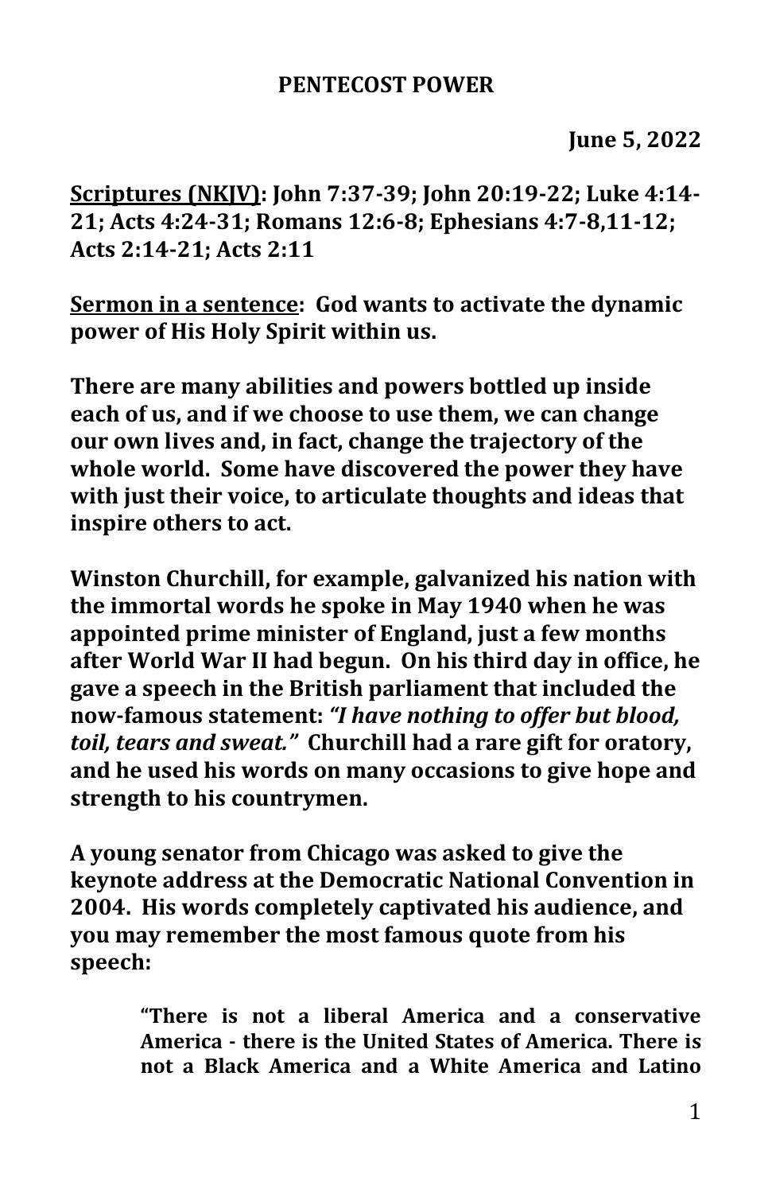**PENTECOST POWER**

**June 5, 2022**

**Scriptures (NKJV): John 7:37-39; John 20:19-22; Luke 4:14-21; Acts 4:24-31; Romans 12:6-8; Ephesians 4:7-8,11-12; Acts 2:14-21; Acts 2:11**

**Sermon in a sentence: God wants to activate the dynamic power of His Holy Spirit within us.**

**There are many abilities and powers bottled up inside each of us, and if we choose to use them, we can change our own lives and, in fact, change the trajectory of the whole world. Some have discovered the power they have with just their voice, to articulate thoughts and ideas that inspire others to act.**

**Winston Churchill, for example, galvanized his nation with the immortal words he spoke in May 1940 when he was appointed prime minister of England, just a few months after World War II had begun. On his third day in office, he gave a speech in the British parliament that included the now-famous statement: *"I have nothing to offer but blood, toil, tears and sweat."* Churchill had a rare gift for oratory, and he used his words on many occasions to give hope and strength to his countrymen.**

**A young senator from Chicago was asked to give the keynote address at the Democratic National Convention in 2004. His words completely captivated his audience, and you may remember the most famous quote from his speech:**

> **"There is not a liberal America and a conservative America - there is the United States of America. There is not a Black America and a White America and Latino**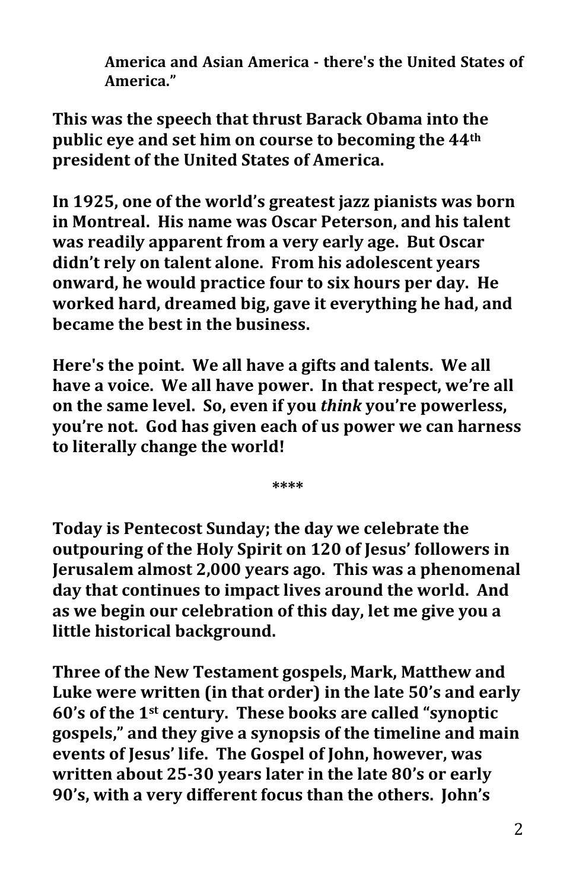**America and Asian America - there's the United States of America."**

**This was the speech that thrust Barack Obama into the public eye and set him on course to becoming the 44th president of the United States of America.**

**In 1925, one of the world's greatest jazz pianists was born in Montreal. His name was Oscar Peterson, and his talent was readily apparent from a very early age. But Oscar didn't rely on talent alone. From his adolescent years onward, he would practice four to six hours per day. He worked hard, dreamed big, gave it everything he had, and became the best in the business.**

**Here's the point. We all have a gifts and talents. We all have a voice. We all have power. In that respect, we're all on the same level. So, even if you *think* you're powerless, you're not. God has given each of us power we can harness to literally change the world!**

****

**Today is Pentecost Sunday; the day we celebrate the outpouring of the Holy Spirit on 120 of Jesus' followers in Jerusalem almost 2,000 years ago. This was a phenomenal day that continues to impact lives around the world. And as we begin our celebration of this day, let me give you a little historical background.**

**Three of the New Testament gospels, Mark, Matthew and Luke were written (in that order) in the late 50's and early 60's of the 1st century. These books are called "synoptic gospels," and they give a synopsis of the timeline and main events of Jesus' life. The Gospel of John, however, was written about 25-30 years later in the late 80's or early 90's, with a very different focus than the others. John's**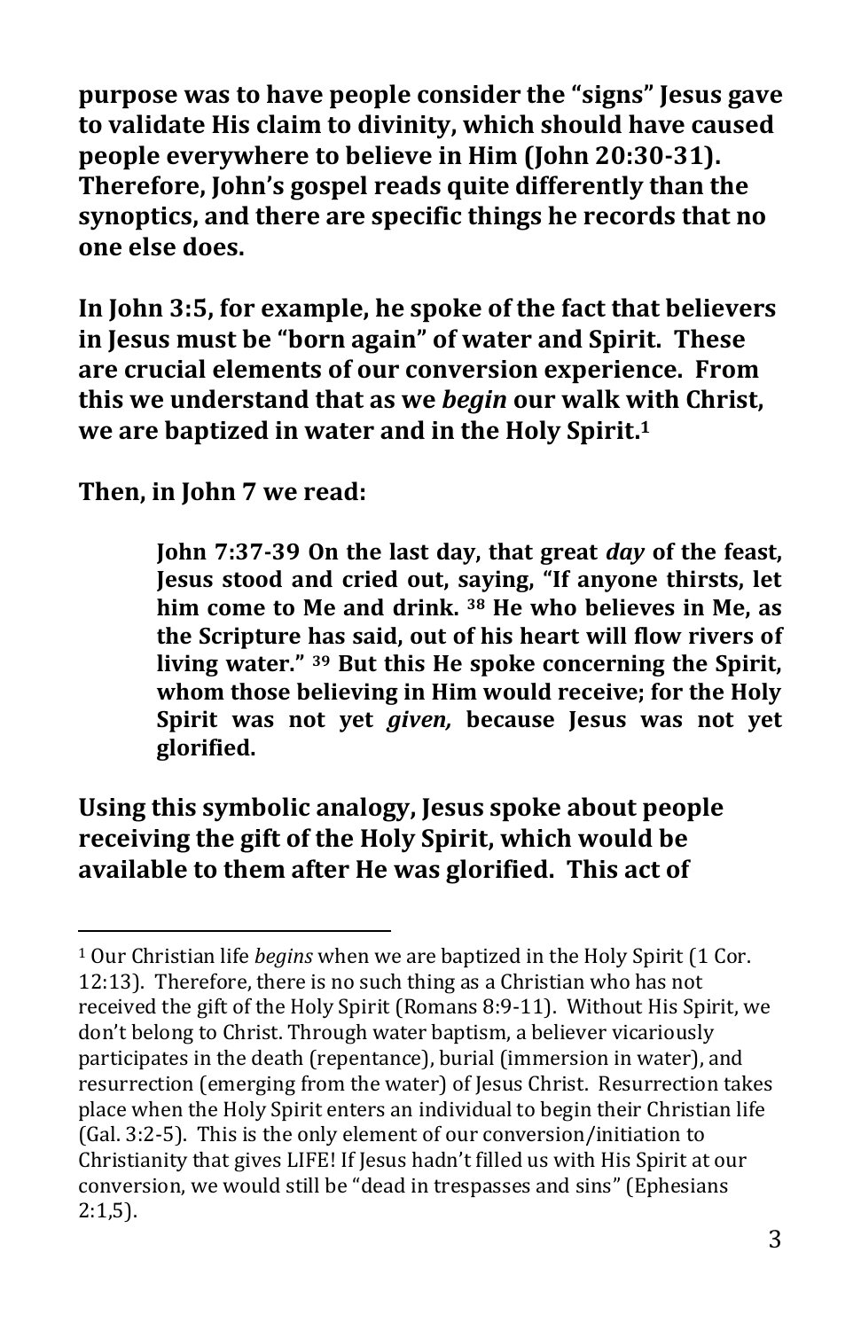**purpose was to have people consider the "signs" Jesus gave to validate His claim to divinity, which should have caused people everywhere to believe in Him (John 20:30-31). Therefore, John's gospel reads quite differently than the synoptics, and there are specific things he records that no one else does.**

**In John 3:5, for example, he spoke of the fact that believers in Jesus must be "born again" of water and Spirit. These are crucial elements of our conversion experience. From this we understand that as we *begin* our walk with Christ, we are baptized in water and in the Holy Spirit.[1]**

**Then, in John 7 we read:**

> **John 7:37-39 On the last day, that great *day* of the feast, Jesus stood and cried out, saying, "If anyone thirsts, let him come to Me and drink. [38] He who believes in Me, as the Scripture has said, out of his heart will flow rivers of living water." [39] But this He spoke concerning the Spirit, whom those believing in Him would receive; for the Holy Spirit was not yet *given,* because Jesus was not yet glorified.**

**Using this symbolic analogy, Jesus spoke about people receiving the gift of the Holy Spirit, which would be available to them after He was glorified. This act of**

---

[1] Our Christian life *begins* when we are baptized in the Holy Spirit (1 Cor. 12:13). Therefore, there is no such thing as a Christian who has not received the gift of the Holy Spirit (Romans 8:9-11). Without His Spirit, we don't belong to Christ. Through water baptism, a believer vicariously participates in the death (repentance), burial (immersion in water), and resurrection (emerging from the water) of Jesus Christ. Resurrection takes place when the Holy Spirit enters an individual to begin their Christian life (Gal. 3:2-5). This is the only element of our conversion/initiation to Christianity that gives LIFE! If Jesus hadn't filled us with His Spirit at our conversion, we would still be "dead in trespasses and sins" (Ephesians 2:1,5).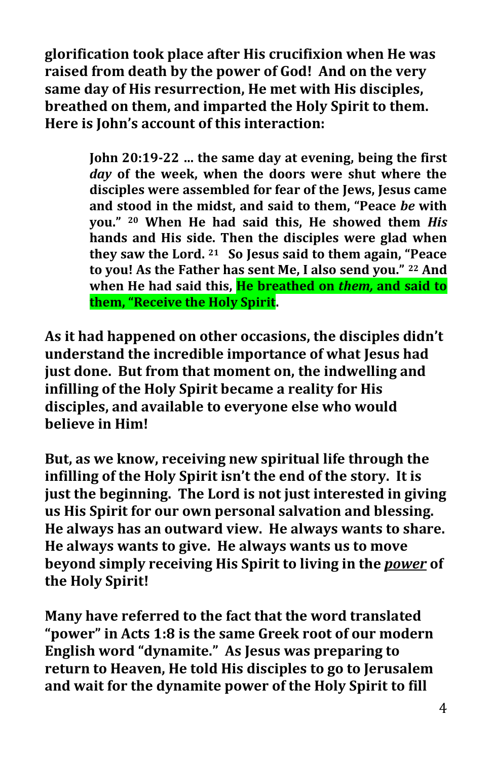**glorification took place after His crucifixion when He was raised from death by the power of God! And on the very same day of His resurrection, He met with His disciples, breathed on them, and imparted the Holy Spirit to them. Here is John's account of this interaction:**

> **John 20:19-22 … the same day at evening, being the first *day* of the week, when the doors were shut where the disciples were assembled for fear of the Jews, Jesus came and stood in the midst, and said to them, "Peace *be* with you." [20] When He had said this, He showed them *His* hands and His side. Then the disciples were glad when they saw the Lord. [21] So Jesus said to them again, "Peace to you! As the Father has sent Me, I also send you." [22] And when He had said this, He breathed on *them,* and said to them, "Receive the Holy Spirit.**

**As it had happened on other occasions, the disciples didn't understand the incredible importance of what Jesus had just done. But from that moment on, the indwelling and infilling of the Holy Spirit became a reality for His disciples, and available to everyone else who would believe in Him!**

**But, as we know, receiving new spiritual life through the infilling of the Holy Spirit isn't the end of the story. It is just the beginning. The Lord is not just interested in giving us His Spirit for our own personal salvation and blessing. He always has an outward view. He always wants to share. He always wants to give. He always wants us to move beyond simply receiving His Spirit to living in the *power* of the Holy Spirit!**

**Many have referred to the fact that the word translated "power" in Acts 1:8 is the same Greek root of our modern English word "dynamite." As Jesus was preparing to return to Heaven, He told His disciples to go to Jerusalem and wait for the dynamite power of the Holy Spirit to fill**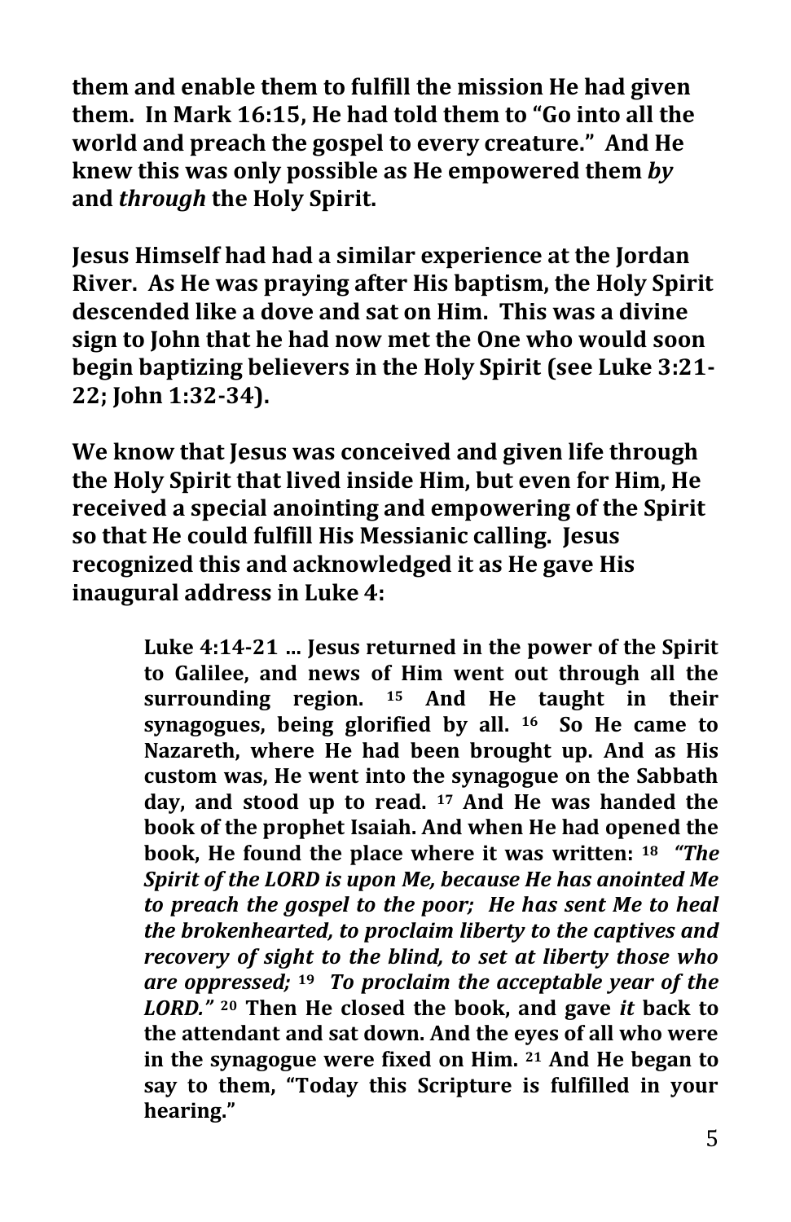**them and enable them to fulfill the mission He had given them. In Mark 16:15, He had told them to "Go into all the world and preach the gospel to every creature." And He knew this was only possible as He empowered them *by* and *through* the Holy Spirit.**

**Jesus Himself had had a similar experience at the Jordan River. As He was praying after His baptism, the Holy Spirit descended like a dove and sat on Him. This was a divine sign to John that he had now met the One who would soon begin baptizing believers in the Holy Spirit (see Luke 3:21-22; John 1:32-34).**

**We know that Jesus was conceived and given life through the Holy Spirit that lived inside Him, but even for Him, He received a special anointing and empowering of the Spirit so that He could fulfill His Messianic calling. Jesus recognized this and acknowledged it as He gave His inaugural address in Luke 4:**

> **Luke 4:14-21 … Jesus returned in the power of the Spirit to Galilee, and news of Him went out through all the surrounding region. [15] And He taught in their synagogues, being glorified by all. [16] So He came to Nazareth, where He had been brought up. And as His custom was, He went into the synagogue on the Sabbath day, and stood up to read. [17] And He was handed the book of the prophet Isaiah. And when He had opened the book, He found the place where it was written: [18] *"The Spirit of the LORD is upon Me, because He has anointed Me to preach the gospel to the poor; He has sent Me to heal the brokenhearted, to proclaim liberty to the captives and recovery of sight to the blind, to set at liberty those who are oppressed;* [19] *To proclaim the acceptable year of the LORD."* [20] Then He closed the book, and gave *it* back to the attendant and sat down. And the eyes of all who were in the synagogue were fixed on Him. [21] And He began to say to them, "Today this Scripture is fulfilled in your hearing."**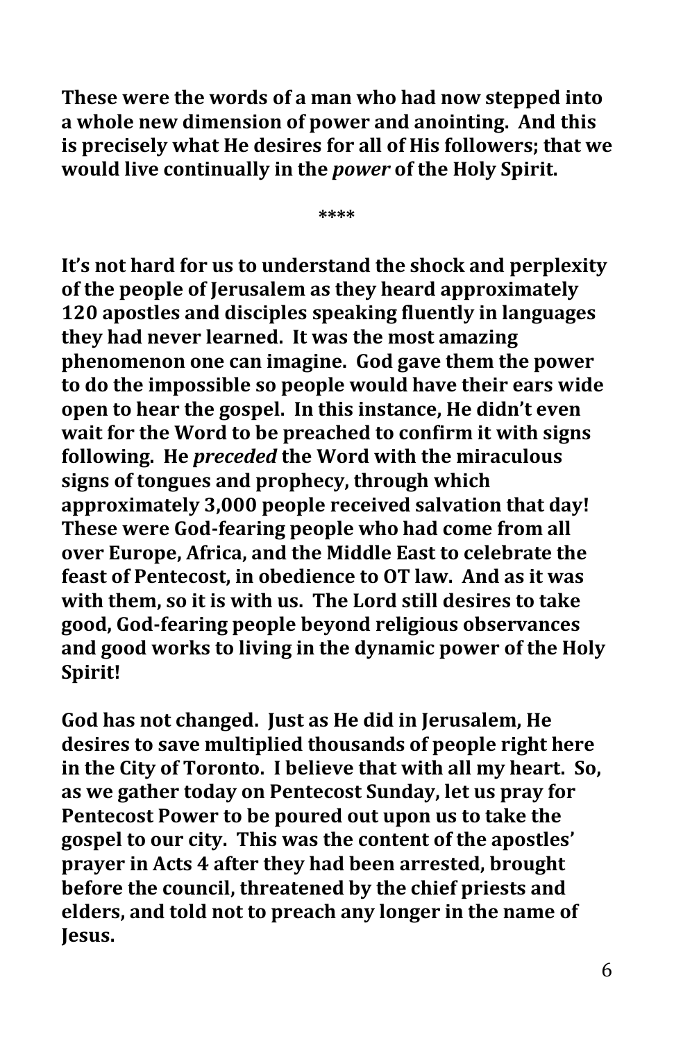**These were the words of a man who had now stepped into a whole new dimension of power and anointing. And this is precisely what He desires for all of His followers; that we would live continually in the *power* of the Holy Spirit.**

****

**It's not hard for us to understand the shock and perplexity of the people of Jerusalem as they heard approximately 120 apostles and disciples speaking fluently in languages they had never learned. It was the most amazing phenomenon one can imagine. God gave them the power to do the impossible so people would have their ears wide open to hear the gospel. In this instance, He didn't even wait for the Word to be preached to confirm it with signs following. He *preceded* the Word with the miraculous signs of tongues and prophecy, through which approximately 3,000 people received salvation that day! These were God-fearing people who had come from all over Europe, Africa, and the Middle East to celebrate the feast of Pentecost, in obedience to OT law. And as it was with them, so it is with us. The Lord still desires to take good, God-fearing people beyond religious observances and good works to living in the dynamic power of the Holy Spirit!**

**God has not changed. Just as He did in Jerusalem, He desires to save multiplied thousands of people right here in the City of Toronto. I believe that with all my heart. So, as we gather today on Pentecost Sunday, let us pray for Pentecost Power to be poured out upon us to take the gospel to our city. This was the content of the apostles' prayer in Acts 4 after they had been arrested, brought before the council, threatened by the chief priests and elders, and told not to preach any longer in the name of Jesus.**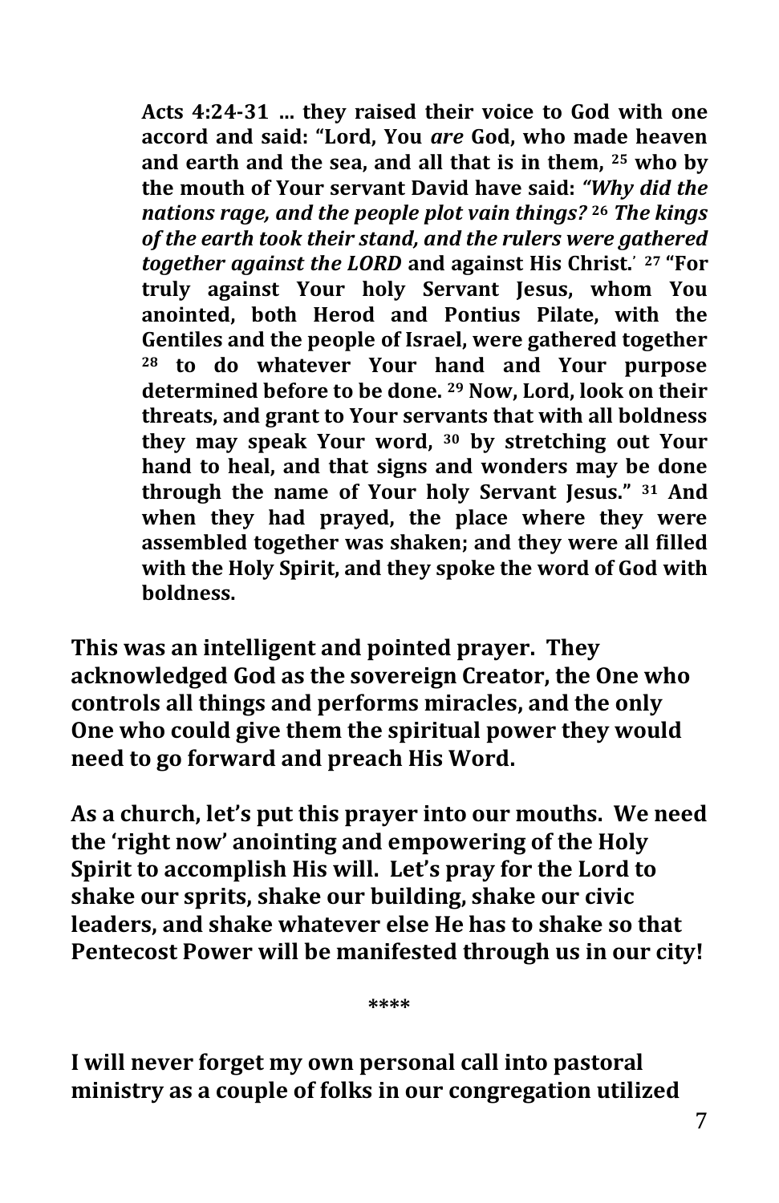> **Acts 4:24-31 … they raised their voice to God with one accord and said: "Lord, You *are* God, who made heaven and earth and the sea, and all that is in them, [25] who by the mouth of Your servant David have said: *"Why did the nations rage, and the people plot vain things?* [26] *The kings of the earth took their stand, and the rulers were gathered together against the LORD* and against His Christ.' [27] "For truly against Your holy Servant Jesus, whom You anointed, both Herod and Pontius Pilate, with the Gentiles and the people of Israel, were gathered together [28] to do whatever Your hand and Your purpose determined before to be done. [29] Now, Lord, look on their threats, and grant to Your servants that with all boldness they may speak Your word, [30] by stretching out Your hand to heal, and that signs and wonders may be done through the name of Your holy Servant Jesus." [31] And when they had prayed, the place where they were assembled together was shaken; and they were all filled with the Holy Spirit, and they spoke the word of God with boldness.**

**This was an intelligent and pointed prayer. They acknowledged God as the sovereign Creator, the One who controls all things and performs miracles, and the only One who could give them the spiritual power they would need to go forward and preach His Word.**

**As a church, let's put this prayer into our mouths. We need the 'right now' anointing and empowering of the Holy Spirit to accomplish His will. Let's pray for the Lord to shake our sprits, shake our building, shake our civic leaders, and shake whatever else He has to shake so that Pentecost Power will be manifested through us in our city!**

****

**I will never forget my own personal call into pastoral ministry as a couple of folks in our congregation utilized**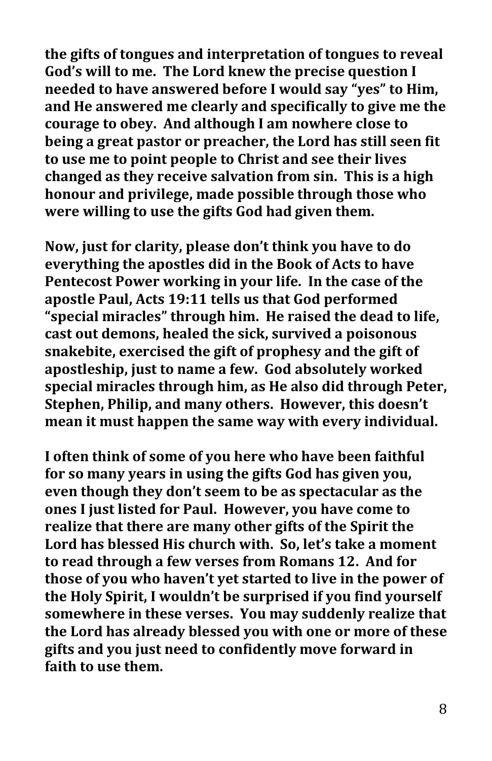**the gifts of tongues and interpretation of tongues to reveal God's will to me. The Lord knew the precise question I needed to have answered before I would say "yes" to Him, and He answered me clearly and specifically to give me the courage to obey. And although I am nowhere close to being a great pastor or preacher, the Lord has still seen fit to use me to point people to Christ and see their lives changed as they receive salvation from sin. This is a high honour and privilege, made possible through those who were willing to use the gifts God had given them.**

**Now, just for clarity, please don't think you have to do everything the apostles did in the Book of Acts to have Pentecost Power working in your life. In the case of the apostle Paul, Acts 19:11 tells us that God performed "special miracles" through him. He raised the dead to life, cast out demons, healed the sick, survived a poisonous snakebite, exercised the gift of prophesy and the gift of apostleship, just to name a few. God absolutely worked special miracles through him, as He also did through Peter, Stephen, Philip, and many others. However, this doesn't mean it must happen the same way with every individual.**

**I often think of some of you here who have been faithful for so many years in using the gifts God has given you, even though they don't seem to be as spectacular as the ones I just listed for Paul. However, you have come to realize that there are many other gifts of the Spirit the Lord has blessed His church with. So, let's take a moment to read through a few verses from Romans 12. And for those of you who haven't yet started to live in the power of the Holy Spirit, I wouldn't be surprised if you find yourself somewhere in these verses. You may suddenly realize that the Lord has already blessed you with one or more of these gifts and you just need to confidently move forward in faith to use them.**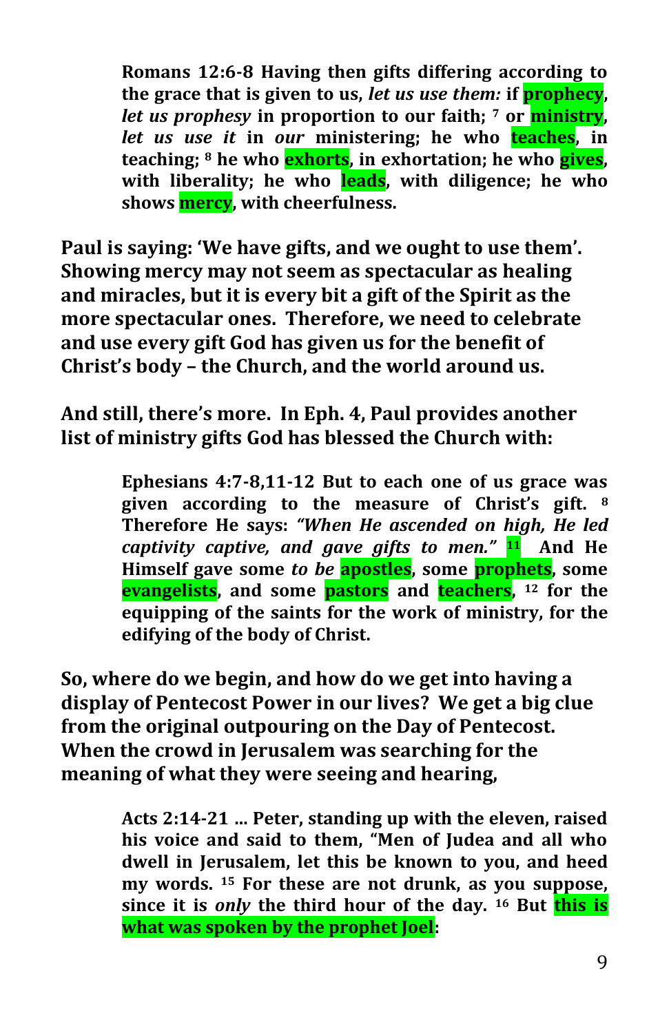> **Romans 12:6-8 Having then gifts differing according to the grace that is given to us, *let us use them:* if prophecy, *let us prophesy* in proportion to our faith; [7] or ministry, *let us use it* in *our* ministering; he who teaches, in teaching; [8] he who exhorts, in exhortation; he who gives, with liberality; he who leads, with diligence; he who shows mercy, with cheerfulness.**

**Paul is saying: 'We have gifts, and we ought to use them'. Showing mercy may not seem as spectacular as healing and miracles, but it is every bit a gift of the Spirit as the more spectacular ones. Therefore, we need to celebrate and use every gift God has given us for the benefit of Christ's body – the Church, and the world around us.**

**And still, there's more. In Eph. 4, Paul provides another list of ministry gifts God has blessed the Church with:**

> **Ephesians 4:7-8,11-12 But to each one of us grace was given according to the measure of Christ's gift. [8] Therefore He says: *"When He ascended on high, He led captivity captive, and gave gifts to men."* [11] And He Himself gave some *to be* apostles, some prophets, some evangelists, and some pastors and teachers, [12] for the equipping of the saints for the work of ministry, for the edifying of the body of Christ.**

**So, where do we begin, and how do we get into having a display of Pentecost Power in our lives? We get a big clue from the original outpouring on the Day of Pentecost. When the crowd in Jerusalem was searching for the meaning of what they were seeing and hearing,**

> **Acts 2:14-21 ... Peter, standing up with the eleven, raised his voice and said to them, "Men of Judea and all who dwell in Jerusalem, let this be known to you, and heed my words. [15] For these are not drunk, as you suppose, since it is *only* the third hour of the day. [16] But this is what was spoken by the prophet Joel:**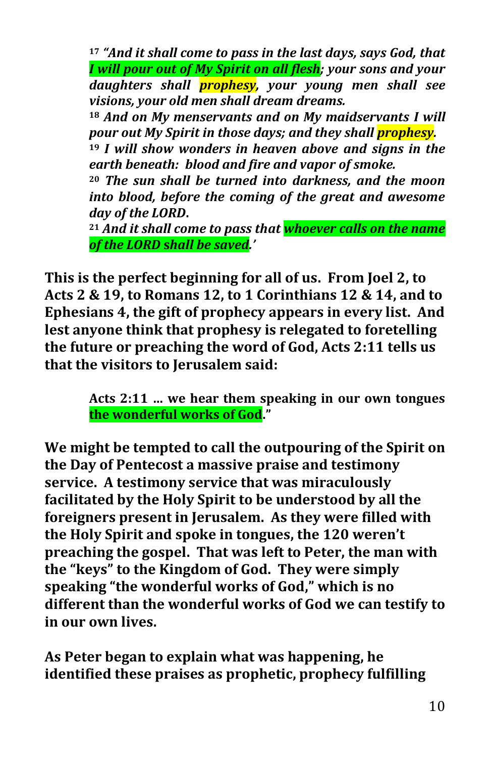> [17] ***"And it shall come to pass in the last days, says God, that I will pour out of My Spirit on all flesh; your sons and your daughters shall prophesy, your young men shall see visions, your old men shall dream dreams.***
> [18] ***And on My menservants and on My maidservants I will pour out My Spirit in those days; and they shall prophesy.***
> [19] ***I will show wonders in heaven above and signs in the earth beneath: blood and fire and vapor of smoke.***
> [20] ***The sun shall be turned into darkness, and the moon into blood, before the coming of the great and awesome day of the LORD.***
> [21] ***And it shall come to pass that whoever calls on the name of the LORD shall be saved.'***

**This is the perfect beginning for all of us. From Joel 2, to Acts 2 & 19, to Romans 12, to 1 Corinthians 12 & 14, and to Ephesians 4, the gift of prophecy appears in every list. And lest anyone think that prophesy is relegated to foretelling the future or preaching the word of God, Acts 2:11 tells us that the visitors to Jerusalem said:**

> **Acts 2:11 … we hear them speaking in our own tongues the wonderful works of God."**

**We might be tempted to call the outpouring of the Spirit on the Day of Pentecost a massive praise and testimony service. A testimony service that was miraculously facilitated by the Holy Spirit to be understood by all the foreigners present in Jerusalem. As they were filled with the Holy Spirit and spoke in tongues, the 120 weren't preaching the gospel. That was left to Peter, the man with the "keys" to the Kingdom of God. They were simply speaking "the wonderful works of God," which is no different than the wonderful works of God we can testify to in our own lives.**

**As Peter began to explain what was happening, he identified these praises as prophetic, prophecy fulfilling**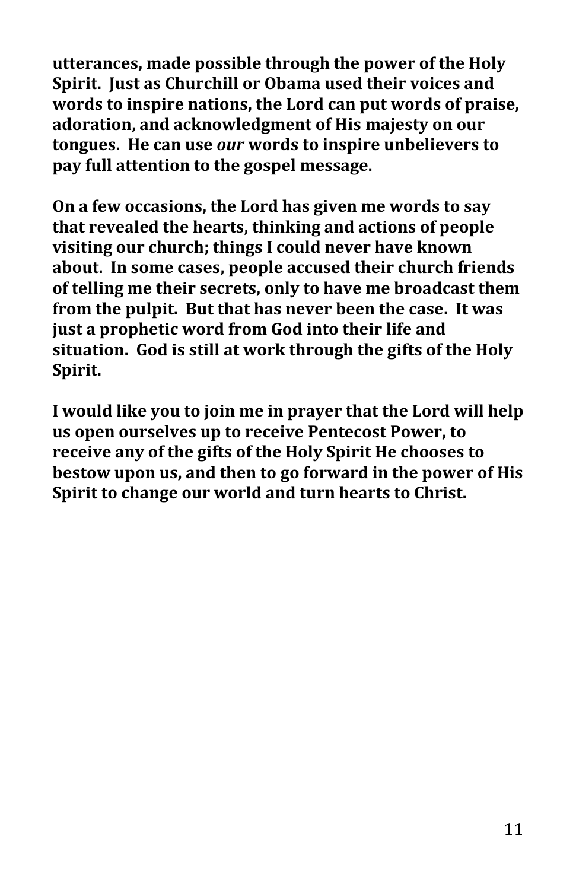**utterances, made possible through the power of the Holy Spirit. Just as Churchill or Obama used their voices and words to inspire nations, the Lord can put words of praise, adoration, and acknowledgment of His majesty on our tongues. He can use *our* words to inspire unbelievers to pay full attention to the gospel message.**

**On a few occasions, the Lord has given me words to say that revealed the hearts, thinking and actions of people visiting our church; things I could never have known about. In some cases, people accused their church friends of telling me their secrets, only to have me broadcast them from the pulpit. But that has never been the case. It was just a prophetic word from God into their life and situation. God is still at work through the gifts of the Holy Spirit.**

**I would like you to join me in prayer that the Lord will help us open ourselves up to receive Pentecost Power, to receive any of the gifts of the Holy Spirit He chooses to bestow upon us, and then to go forward in the power of His Spirit to change our world and turn hearts to Christ.**